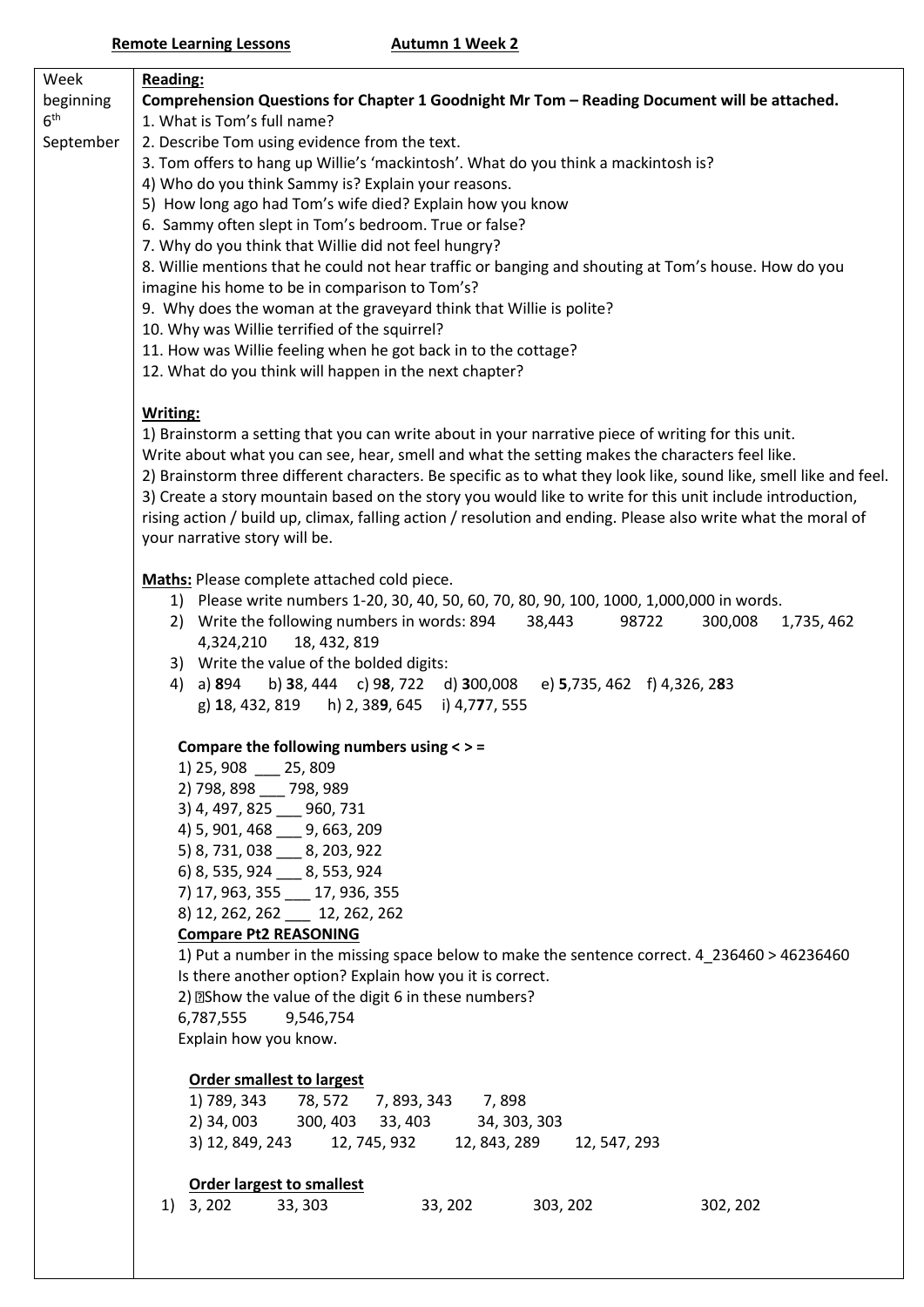**Remote Learning Lessons** **Autumn 1 Week 2**

| Week beginning 6th September | Content |
| --- | --- |
| | |

Week beginning 6th September

**Reading:**

**Comprehension Questions for Chapter 1 Goodnight Mr Tom – Reading Document will be attached.**

1. What is Tom's full name?
2. Describe Tom using evidence from the text.
3. Tom offers to hang up Willie's 'mackintosh'. What do you think a mackintosh is?
4) Who do you think Sammy is? Explain your reasons.
5) How long ago had Tom's wife died? Explain how you know
6. Sammy often slept in Tom's bedroom. True or false?
7. Why do you think that Willie did not feel hungry?
8. Willie mentions that he could not hear traffic or banging and shouting at Tom's house. How do you imagine his home to be in comparison to Tom's?
9. Why does the woman at the graveyard think that Willie is polite?
10. Why was Willie terrified of the squirrel?
11. How was Willie feeling when he got back in to the cottage?
12. What do you think will happen in the next chapter?

**Writing:**

1) Brainstorm a setting that you can write about in your narrative piece of writing for this unit. Write about what you can see, hear, smell and what the setting makes the characters feel like.
2) Brainstorm three different characters. Be specific as to what they look like, sound like, smell like and feel.
3) Create a story mountain based on the story you would like to write for this unit include introduction, rising action / build up, climax, falling action / resolution and ending. Please also write what the moral of your narrative story will be.

**Maths:** Please complete attached cold piece.

1) Please write numbers 1-20, 30, 40, 50, 60, 70, 80, 90, 100, 1000, 1,000,000 in words.
2) Write the following numbers in words: 894 38,443 98722 300,008 1,735, 462 4,324,210 18, 432, 819
3) Write the value of the bolded digits:
4) a) **8**94 b) **3**8, 444 c) 9**8**, 722 d) **3**00,008 e) **5**,735, 462 f) 4,326, 2**8**3 g) **1**8, 432, 819 h) 2, 38**9**, 645 i) 4,7**7**7, 555

**Compare the following numbers using < > =**

1) 25, 908 ___ 25, 809
2) 798, 898 ___ 798, 989
3) 4, 497, 825 ___ 960, 731
4) 5, 901, 468 ___ 9, 663, 209
5) 8, 731, 038 ___ 8, 203, 922
6) 8, 535, 924 ___ 8, 553, 924
7) 17, 963, 355 ___ 17, 936, 355
8) 12, 262, 262 ___ 12, 262, 262

**Compare Pt2 REASONING**

1) Put a number in the missing space below to make the sentence correct. 4_236460 > 46236460
Is there another option? Explain how you it is correct.
2) Show the value of the digit 6 in these numbers?
6,787,555 9,546,754
Explain how you know.

**Order smallest to largest**

1) 789, 343 78, 572 7, 893, 343 7, 898
2) 34, 003 300, 403 33, 403 34, 303, 303
3) 12, 849, 243 12, 745, 932 12, 843, 289 12, 547, 293

**Order largest to smallest**

1) 3, 202 33, 303 33, 202 303, 202 302, 202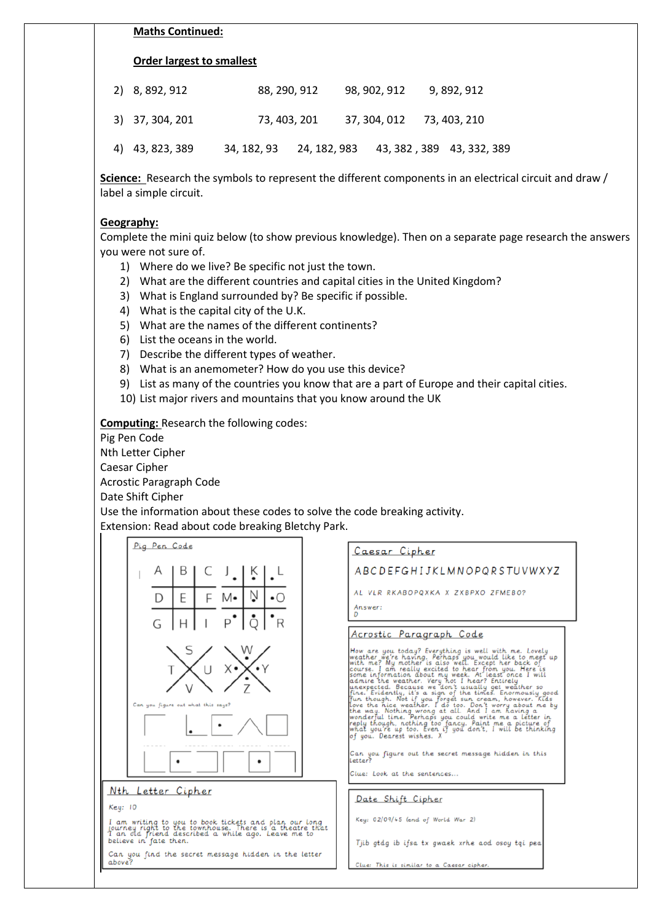**Maths Continued:**

**Order largest to smallest**

2) 8, 892, 912 88, 290, 912 98, 902, 912 9, 892, 912

3) 37, 304, 201 73, 403, 201 37, 304, 012 73, 403, 210

4) 43, 823, 389 34, 182, 93 24, 182, 983 43, 382 , 389 43, 332, 389

**Science:** Research the symbols to represent the different components in an electrical circuit and draw / label a simple circuit.

**Geography:**
Complete the mini quiz below (to show previous knowledge). Then on a separate page research the answers you were not sure of.

1) Where do we live? Be specific not just the town.
2) What are the different countries and capital cities in the United Kingdom?
3) What is England surrounded by? Be specific if possible.
4) What is the capital city of the U.K.
5) What are the names of the different continents?
6) List the oceans in the world.
7) Describe the different types of weather.
8) What is an anemometer? How do you use this device?
9) List as many of the countries you know that are a part of Europe and their capital cities.
10) List major rivers and mountains that you know around the UK

**Computing:** Research the following codes:
Pig Pen Code
Nth Letter Cipher
Caesar Cipher
Acrostic Paragraph Code
Date Shift Cipher
Use the information about these codes to solve the code breaking activity.
Extension: Read about code breaking Bletchy Park.

**Pig Pen Code**

Can you figure out what this says?

**Caesar Cipher**

ABCDEFGHIJKLMNOPQRSTUVWXYZ

AL VLR RKABOPQXKA X ZXBPXO ZFMEBO?

Answer:
D

**Acrostic Paragraph Code**

How are you today? Everything is well with me. Lovely weather we're having. Perhaps you would like to meet up with me? My mother is also well. Except her back of course. I am really excited to hear from you. Here is some information about my week. At least once I will admire the weather. Very hot I hear? Entirely unexpected. Because we don't usually get weather so fine. Evidently, it's a sign of the times. Enormously good fun though. Not if you forget sun cream, however. Kids love the nice weather. I do too. Don't worry about me by the way. Nothing wrong at all. And I am having a wonderful time. Perhaps you could write me a letter in reply though, nothing too fancy. Paint me a picture of what you're up too. Even if you don't, I will be thinking of you. Dearest wishes. X

Can you figure out the secret message hidden in this letter?

Clue: Look at the sentences...

**Nth Letter Cipher**

Key: 10

I am writing to you to book tickets and plan our long journey right to the townhouse. There is a theatre that I an old friend described a while ago. Leave me to believe in fate then.

Can you find the secret message hidden in the letter above?

**Date Shift Cipher**

Key: 02/09/45 (end of World War 2)

Tjib gtdg ib ifsa tx gwaek xrhe aod osoy tqi pea

Clue: This is similar to a Caesar cipher.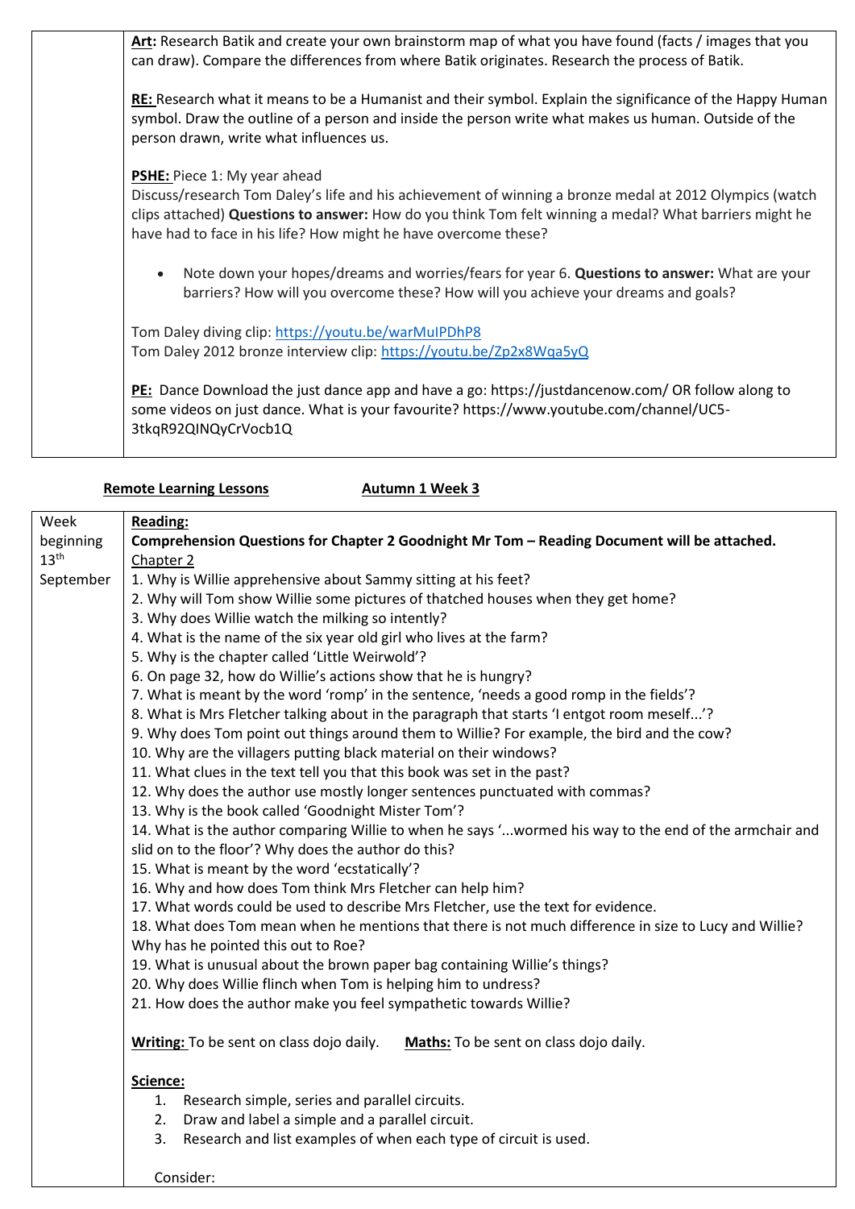| | **Art:** Research Batik and create your own brainstorm map of what you have found (facts / images that you can draw). Compare the differences from where Batik originates. Research the process of Batik.<br><br>**RE:** Research what it means to be a Humanist and their symbol. Explain the significance of the Happy Human symbol. Draw the outline of a person and inside the person write what makes us human. Outside of the person drawn, write what influences us.<br><br>**PSHE:** Piece 1: My year ahead<br>Discuss/research Tom Daley's life and his achievement of winning a bronze medal at 2012 Olympics (watch clips attached) **Questions to answer:** How do you think Tom felt winning a medal? What barriers might he have had to face in his life? How might he have overcome these?<br><br>• Note down your hopes/dreams and worries/fears for year 6. **Questions to answer:** What are your barriers? How will you overcome these? How will you achieve your dreams and goals?<br><br>Tom Daley diving clip: https://youtu.be/warMuIPDhP8<br>Tom Daley 2012 bronze interview clip: https://youtu.be/Zp2x8Wqa5yQ<br><br>**PE:** Dance Download the just dance app and have a go: https://justdancenow.com/ OR follow along to some videos on just dance. What is your favourite? https://www.youtube.com/channel/UC5-3tkqR92QINQyCrVocb1Q |
|---|---|

**Remote Learning Lessons** **Autumn 1 Week 3**

| Week beginning 13th September | **Reading:**<br>**Comprehension Questions for Chapter 2 Goodnight Mr Tom – Reading Document will be attached.**<br>Chapter 2<br>1. Why is Willie apprehensive about Sammy sitting at his feet?<br>2. Why will Tom show Willie some pictures of thatched houses when they get home?<br>3. Why does Willie watch the milking so intently?<br>4. What is the name of the six year old girl who lives at the farm?<br>5. Why is the chapter called 'Little Weirwold'?<br>6. On page 32, how do Willie's actions show that he is hungry?<br>7. What is meant by the word 'romp' in the sentence, 'needs a good romp in the fields'?<br>8. What is Mrs Fletcher talking about in the paragraph that starts 'I entgot room meself...'?<br>9. Why does Tom point out things around them to Willie? For example, the bird and the cow?<br>10. Why are the villagers putting black material on their windows?<br>11. What clues in the text tell you that this book was set in the past?<br>12. Why does the author use mostly longer sentences punctuated with commas?<br>13. Why is the book called 'Goodnight Mister Tom'?<br>14. What is the author comparing Willie to when he says '...wormed his way to the end of the armchair and slid on to the floor'? Why does the author do this?<br>15. What is meant by the word 'ecstatically'?<br>16. Why and how does Tom think Mrs Fletcher can help him?<br>17. What words could be used to describe Mrs Fletcher, use the text for evidence.<br>18. What does Tom mean when he mentions that there is not much difference in size to Lucy and Willie? Why has he pointed this out to Roe?<br>19. What is unusual about the brown paper bag containing Willie's things?<br>20. Why does Willie flinch when Tom is helping him to undress?<br>21. How does the author make you feel sympathetic towards Willie?<br><br>**Writing:** To be sent on class dojo daily. **Maths:** To be sent on class dojo daily.<br><br>**Science:**<br>1. Research simple, series and parallel circuits.<br>2. Draw and label a simple and a parallel circuit.<br>3. Research and list examples of when each type of circuit is used.<br><br>Consider: |
|---|---|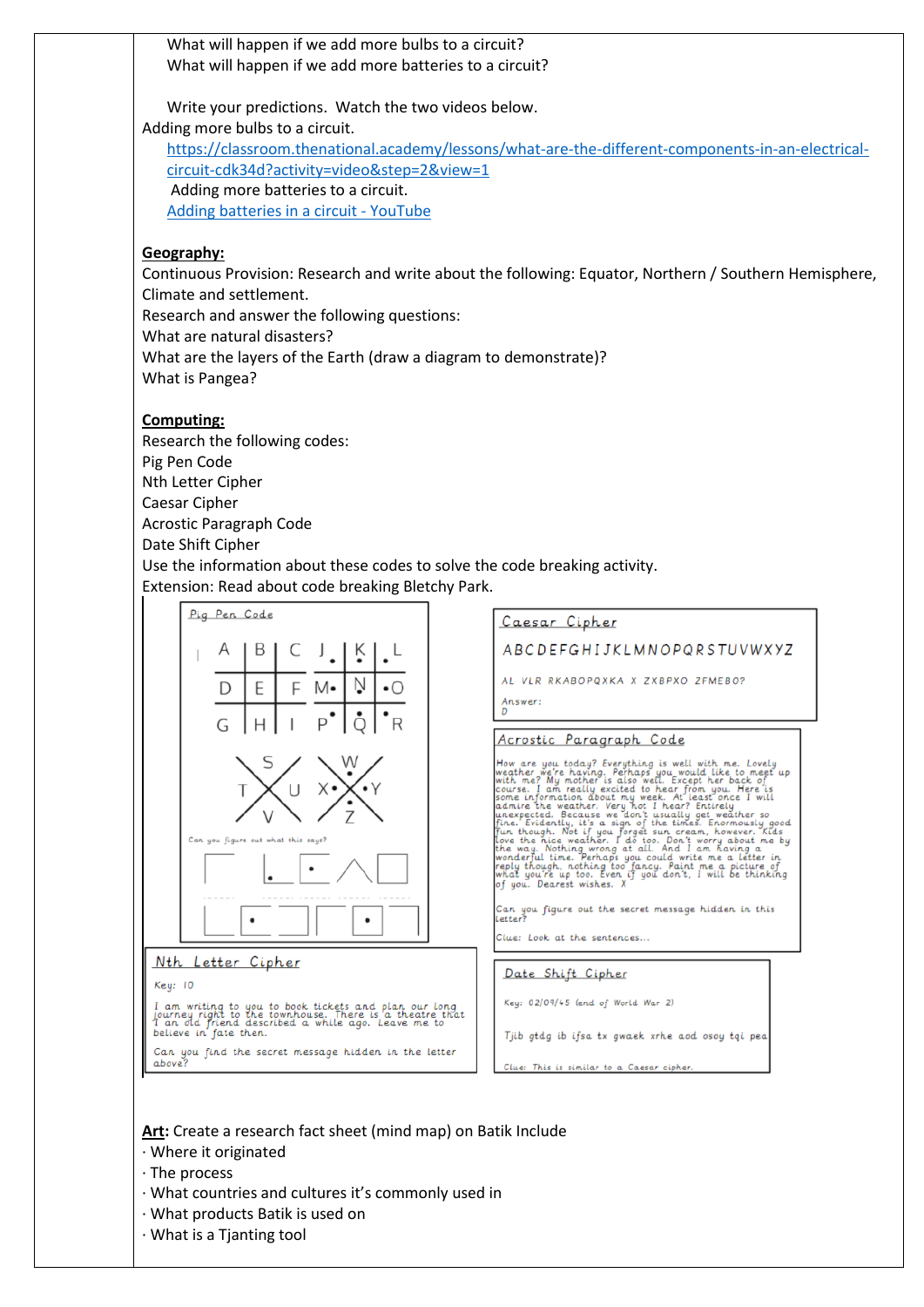What will happen if we add more bulbs to a circuit?
What will happen if we add more batteries to a circuit?

Write your predictions. Watch the two videos below.
Adding more bulbs to a circuit.
[https://classroom.thenational.academy/lessons/what-are-the-different-components-in-an-electrical-circuit-cdk34d?activity=video&step=2&view=1](https://classroom.thenational.academy/lessons/what-are-the-different-components-in-an-electrical-circuit-cdk34d?activity=video&step=2&view=1)
Adding more batteries to a circuit.
Adding batteries in a circuit - YouTube

**Geography:**
Continuous Provision: Research and write about the following: Equator, Northern / Southern Hemisphere, Climate and settlement.
Research and answer the following questions:
What are natural disasters?
What are the layers of the Earth (draw a diagram to demonstrate)?
What is Pangea?

**Computing:**
Research the following codes:
Pig Pen Code
Nth Letter Cipher
Caesar Cipher
Acrostic Paragraph Code
Date Shift Cipher
Use the information about these codes to solve the code breaking activity.
Extension: Read about code breaking Bletchy Park.

**Pig Pen Code**

A B C D E F G H I J K L M N O P Q R S T U V W X Y Z

Can you figure out what this says?

**Caesar Cipher**

ABCDEFGHIJKLMNOPQRSTUVWXYZ

AL VLR RKABOPQXKA X ZXBPXO ZFMEBO?

Answer:
D

**Acrostic Paragraph Code**

How are you today? Everything is well with me. Lovely weather we're having. Perhaps you would like to meet up with me? My mother is also well. Except her back of course. I am really excited to hear from you. Here is some information about my week. At least once I will admire the weather. Very hot I hear? Entirely unexpected. Because we don't usually get weather so fine. Evidently, it's a sign of the times. Enormously good fun though. Not if you forget sun cream, however. Kids love the nice weather. I do too. Don't worry about me by the way. Nothing wrong at all. And I am having a wonderful time. Perhaps you could write me a letter in reply though, nothing too fancy. Paint me a picture of what you're up too. Even if you don't, I will be thinking of you. Dearest wishes. X

Can you figure out the secret message hidden in this letter?

Clue: Look at the sentences...

**Nth Letter Cipher**

Key: 10

I am writing to you to book tickets and plan our long journey right to the townhouse. There is a theatre that I an old friend described a while ago. Leave me to believe in fate then.

Can you find the secret message hidden in the letter above?

**Date Shift Cipher**

Key: 02/09/45 (end of World War 2)

Tjib gtdg ib ifsa tx gwaek xrhe aod osoy tqi pea

Clue: This is similar to a Caesar cipher.

**Art**: Create a research fact sheet (mind map) on Batik Include
· Where it originated
· The process
· What countries and cultures it's commonly used in
· What products Batik is used on
· What is a Tjanting tool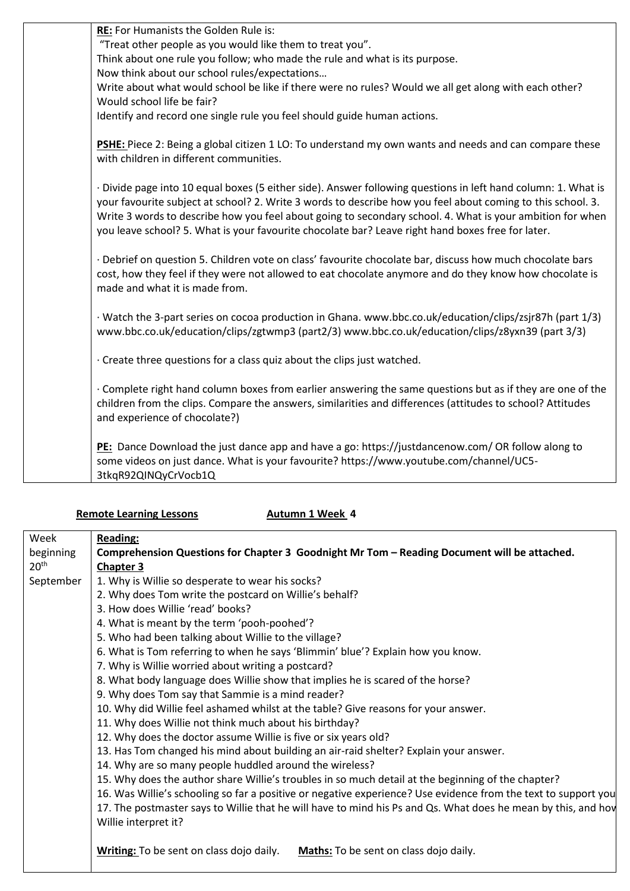| | |
|---|---|
| | **RE:** For Humanists the Golden Rule is:<br>"Treat other people as you would like them to treat you".<br>Think about one rule you follow; who made the rule and what is its purpose.<br>Now think about our school rules/expectations…<br>Write about what would school be like if there were no rules? Would we all get along with each other? Would school life be fair?<br>Identify and record one single rule you feel should guide human actions.<br><br>**PSHE:** Piece 2: Being a global citizen 1 LO: To understand my own wants and needs and can compare these with children in different communities.<br><br>· Divide page into 10 equal boxes (5 either side). Answer following questions in left hand column: 1. What is your favourite subject at school? 2. Write 3 words to describe how you feel about coming to this school. 3. Write 3 words to describe how you feel about going to secondary school. 4. What is your ambition for when you leave school? 5. What is your favourite chocolate bar? Leave right hand boxes free for later.<br><br>· Debrief on question 5. Children vote on class' favourite chocolate bar, discuss how much chocolate bars cost, how they feel if they were not allowed to eat chocolate anymore and do they know how chocolate is made and what it is made from.<br><br>· Watch the 3-part series on cocoa production in Ghana. www.bbc.co.uk/education/clips/zsjr87h (part 1/3) www.bbc.co.uk/education/clips/zgtwmp3 (part2/3) www.bbc.co.uk/education/clips/z8yxn39 (part 3/3)<br><br>· Create three questions for a class quiz about the clips just watched.<br><br>· Complete right hand column boxes from earlier answering the same questions but as if they are one of the children from the clips. Compare the answers, similarities and differences (attitudes to school? Attitudes and experience of chocolate?)<br><br>**PE:** Dance Download the just dance app and have a go: https://justdancenow.com/ OR follow along to some videos on just dance. What is your favourite? https://www.youtube.com/channel/UC5-3tkqR92QINQyCrVocb1Q |

**Remote Learning Lessons** **Autumn 1 Week 4**

| | |
|---|---|
| Week beginning 20th September | **Reading:**<br>**Comprehension Questions for Chapter 3 Goodnight Mr Tom – Reading Document will be attached.**<br>**Chapter 3**<br>1. Why is Willie so desperate to wear his socks?<br>2. Why does Tom write the postcard on Willie's behalf?<br>3. How does Willie 'read' books?<br>4. What is meant by the term 'pooh-poohed'?<br>5. Who had been talking about Willie to the village?<br>6. What is Tom referring to when he says 'Blimmin' blue'? Explain how you know.<br>7. Why is Willie worried about writing a postcard?<br>8. What body language does Willie show that implies he is scared of the horse?<br>9. Why does Tom say that Sammie is a mind reader?<br>10. Why did Willie feel ashamed whilst at the table? Give reasons for your answer.<br>11. Why does Willie not think much about his birthday?<br>12. Why does the doctor assume Willie is five or six years old?<br>13. Has Tom changed his mind about building an air-raid shelter? Explain your answer.<br>14. Why are so many people huddled around the wireless?<br>15. Why does the author share Willie's troubles in so much detail at the beginning of the chapter?<br>16. Was Willie's schooling so far a positive or negative experience? Use evidence from the text to support you<br>17. The postmaster says to Willie that he will have to mind his Ps and Qs. What does he mean by this, and how Willie interpret it?<br><br>**Writing:** To be sent on class dojo daily. **Maths:** To be sent on class dojo daily. |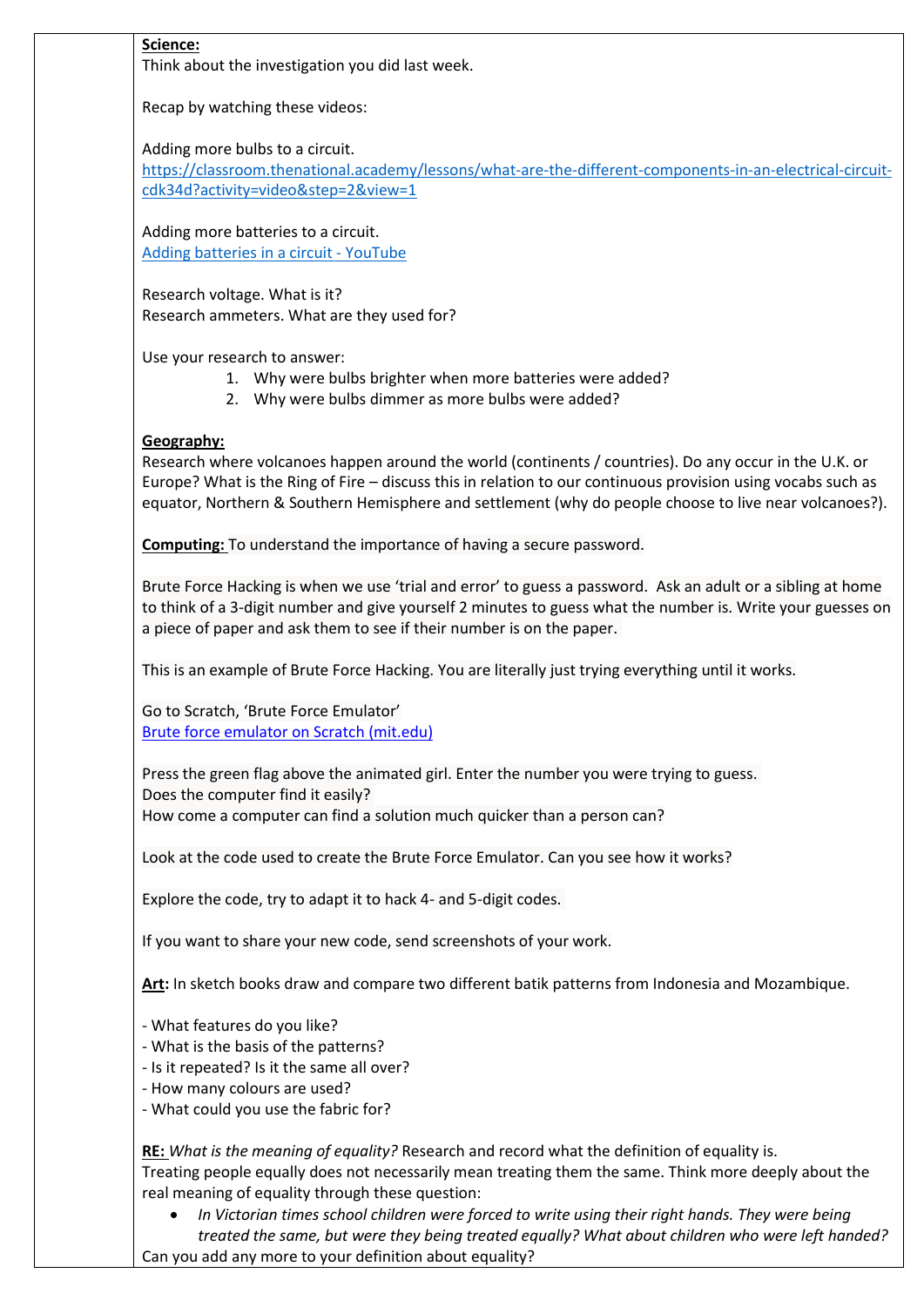**Science:**
Think about the investigation you did last week.

Recap by watching these videos:

Adding more bulbs to a circuit.
[https://classroom.thenational.academy/lessons/what-are-the-different-components-in-an-electrical-circuit-cdk34d?activity=video&step=2&view=1](https://classroom.thenational.academy/lessons/what-are-the-different-components-in-an-electrical-circuit-cdk34d?activity=video&step=2&view=1)

Adding more batteries to a circuit.
Adding batteries in a circuit - YouTube

Research voltage. What is it?
Research ammeters. What are they used for?

Use your research to answer:

1. Why were bulbs brighter when more batteries were added?
2. Why were bulbs dimmer as more bulbs were added?

**Geography:**
Research where volcanoes happen around the world (continents / countries). Do any occur in the U.K. or Europe? What is the Ring of Fire – discuss this in relation to our continuous provision using vocabs such as equator, Northern & Southern Hemisphere and settlement (why do people choose to live near volcanoes?).

**Computing:** To understand the importance of having a secure password.

Brute Force Hacking is when we use 'trial and error' to guess a password. Ask an adult or a sibling at home to think of a 3-digit number and give yourself 2 minutes to guess what the number is. Write your guesses on a piece of paper and ask them to see if their number is on the paper.

This is an example of Brute Force Hacking. You are literally just trying everything until it works.

Go to Scratch, 'Brute Force Emulator'
Brute force emulator on Scratch (mit.edu)

Press the green flag above the animated girl. Enter the number you were trying to guess.
Does the computer find it easily?
How come a computer can find a solution much quicker than a person can?

Look at the code used to create the Brute Force Emulator. Can you see how it works?

Explore the code, try to adapt it to hack 4- and 5-digit codes.

If you want to share your new code, send screenshots of your work.

**Art:** In sketch books draw and compare two different batik patterns from Indonesia and Mozambique.

- What features do you like?
- What is the basis of the patterns?
- Is it repeated? Is it the same all over?
- How many colours are used?
- What could you use the fabric for?

**RE:** *What is the meaning of equality?* Research and record what the definition of equality is.
Treating people equally does not necessarily mean treating them the same. Think more deeply about the real meaning of equality through these question:

- *In Victorian times school children were forced to write using their right hands. They were being treated the same, but were they being treated equally? What about children who were left handed?*

Can you add any more to your definition about equality?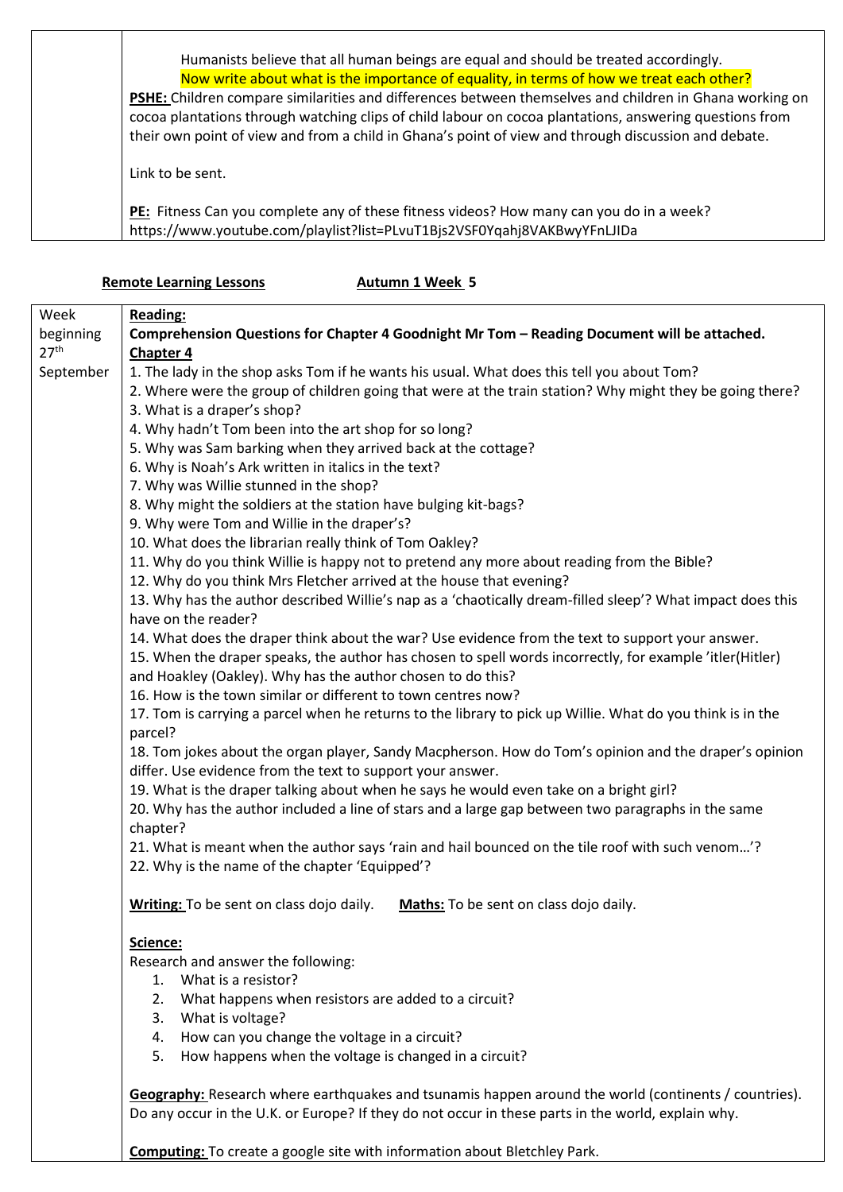| | |
|---|---|
| | Humanists believe that all human beings are equal and should be treated accordingly.<br>Now write about what is the importance of equality, in terms of how we treat each other?<br>**PSHE:** Children compare similarities and differences between themselves and children in Ghana working on cocoa plantations through watching clips of child labour on cocoa plantations, answering questions from their own point of view and from a child in Ghana's point of view and through discussion and debate.<br><br>Link to be sent.<br><br>**PE:** Fitness Can you complete any of these fitness videos? How many can you do in a week?<br>https://www.youtube.com/playlist?list=PLvuT1Bjs2VSF0Yqahj8VAKBwyYFnLJIDa |

**Remote Learning Lessons** **Autumn 1 Week 5**

| | |
|---|---|
| Week beginning 27th September | **Reading:**<br>**Comprehension Questions for Chapter 4 Goodnight Mr Tom – Reading Document will be attached.**<br>**Chapter 4**<br>1. The lady in the shop asks Tom if he wants his usual. What does this tell you about Tom?<br>2. Where were the group of children going that were at the train station? Why might they be going there?<br>3. What is a draper's shop?<br>4. Why hadn't Tom been into the art shop for so long?<br>5. Why was Sam barking when they arrived back at the cottage?<br>6. Why is Noah's Ark written in italics in the text?<br>7. Why was Willie stunned in the shop?<br>8. Why might the soldiers at the station have bulging kit-bags?<br>9. Why were Tom and Willie in the draper's?<br>10. What does the librarian really think of Tom Oakley?<br>11. Why do you think Willie is happy not to pretend any more about reading from the Bible?<br>12. Why do you think Mrs Fletcher arrived at the house that evening?<br>13. Why has the author described Willie's nap as a 'chaotically dream-filled sleep'? What impact does this have on the reader?<br>14. What does the draper think about the war? Use evidence from the text to support your answer.<br>15. When the draper speaks, the author has chosen to spell words incorrectly, for example 'itler(Hitler) and Hoakley (Oakley). Why has the author chosen to do this?<br>16. How is the town similar or different to town centres now?<br>17. Tom is carrying a parcel when he returns to the library to pick up Willie. What do you think is in the parcel?<br>18. Tom jokes about the organ player, Sandy Macpherson. How do Tom's opinion and the draper's opinion differ. Use evidence from the text to support your answer.<br>19. What is the draper talking about when he says he would even take on a bright girl?<br>20. Why has the author included a line of stars and a large gap between two paragraphs in the same chapter?<br>21. What is meant when the author says 'rain and hail bounced on the tile roof with such venom…'?<br>22. Why is the name of the chapter 'Equipped'?<br><br>**Writing:** To be sent on class dojo daily. **Maths:** To be sent on class dojo daily.<br><br>**Science:**<br>Research and answer the following:<br>1. What is a resistor?<br>2. What happens when resistors are added to a circuit?<br>3. What is voltage?<br>4. How can you change the voltage in a circuit?<br>5. How happens when the voltage is changed in a circuit?<br><br>**Geography:** Research where earthquakes and tsunamis happen around the world (continents / countries). Do any occur in the U.K. or Europe? If they do not occur in these parts in the world, explain why.<br><br>**Computing:** To create a google site with information about Bletchley Park. |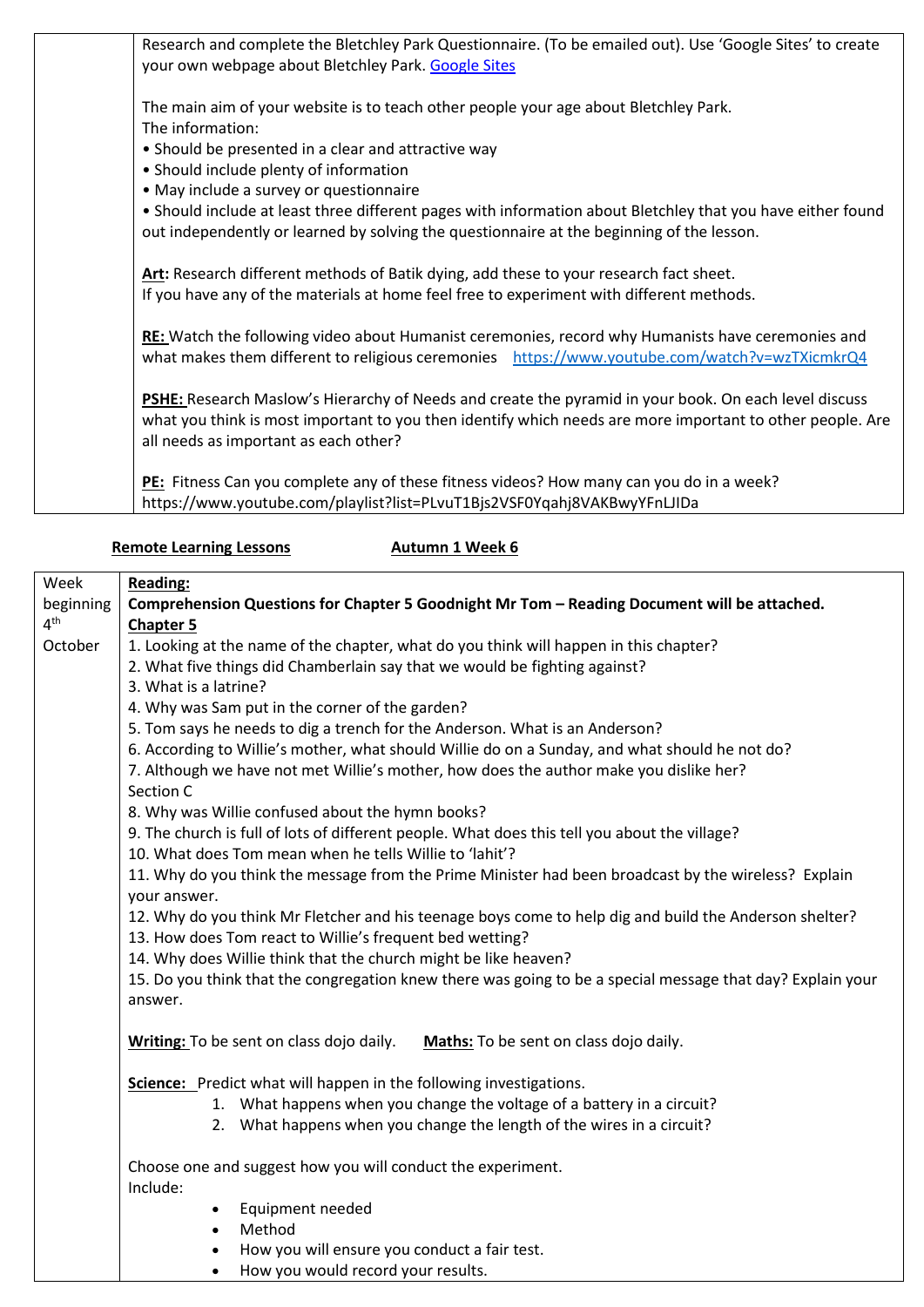| | |
|---|---|
| | Research and complete the Bletchley Park Questionnaire. (To be emailed out). Use 'Google Sites' to create your own webpage about Bletchley Park. Google Sites<br><br>The main aim of your website is to teach other people your age about Bletchley Park.<br>The information:<br>• Should be presented in a clear and attractive way<br>• Should include plenty of information<br>• May include a survey or questionnaire<br>• Should include at least three different pages with information about Bletchley that you have either found out independently or learned by solving the questionnaire at the beginning of the lesson.<br><br>**Art:** Research different methods of Batik dying, add these to your research fact sheet.<br>If you have any of the materials at home feel free to experiment with different methods.<br><br>**RE:** Watch the following video about Humanist ceremonies, record why Humanists have ceremonies and what makes them different to religious ceremonies https://www.youtube.com/watch?v=wzTXicmkrQ4<br><br>**PSHE:** Research Maslow's Hierarchy of Needs and create the pyramid in your book. On each level discuss what you think is most important to you then identify which needs are more important to other people. Are all needs as important as each other?<br><br>**PE:** Fitness Can you complete any of these fitness videos? How many can you do in a week?<br>https://www.youtube.com/playlist?list=PLvuT1Bjs2VSF0Yqahj8VAKBwyYFnLJIDa |

**Remote Learning Lessons** **Autumn 1 Week 6**

| | |
|---|---|
| Week beginning 4th October | **Reading:**<br>**Comprehension Questions for Chapter 5 Goodnight Mr Tom – Reading Document will be attached.**<br>**Chapter 5**<br>1. Looking at the name of the chapter, what do you think will happen in this chapter?<br>2. What five things did Chamberlain say that we would be fighting against?<br>3. What is a latrine?<br>4. Why was Sam put in the corner of the garden?<br>5. Tom says he needs to dig a trench for the Anderson. What is an Anderson?<br>6. According to Willie's mother, what should Willie do on a Sunday, and what should he not do?<br>7. Although we have not met Willie's mother, how does the author make you dislike her?<br>Section C<br>8. Why was Willie confused about the hymn books?<br>9. The church is full of lots of different people. What does this tell you about the village?<br>10. What does Tom mean when he tells Willie to 'lahit'?<br>11. Why do you think the message from the Prime Minister had been broadcast by the wireless? Explain your answer.<br>12. Why do you think Mr Fletcher and his teenage boys come to help dig and build the Anderson shelter?<br>13. How does Tom react to Willie's frequent bed wetting?<br>14. Why does Willie think that the church might be like heaven?<br>15. Do you think that the congregation knew there was going to be a special message that day? Explain your answer.<br><br>**Writing:** To be sent on class dojo daily. **Maths:** To be sent on class dojo daily.<br><br>**Science:** Predict what will happen in the following investigations.<br>1. What happens when you change the voltage of a battery in a circuit?<br>2. What happens when you change the length of the wires in a circuit?<br><br>Choose one and suggest how you will conduct the experiment.<br>Include:<br>• Equipment needed<br>• Method<br>• How you will ensure you conduct a fair test.<br>• How you would record your results. |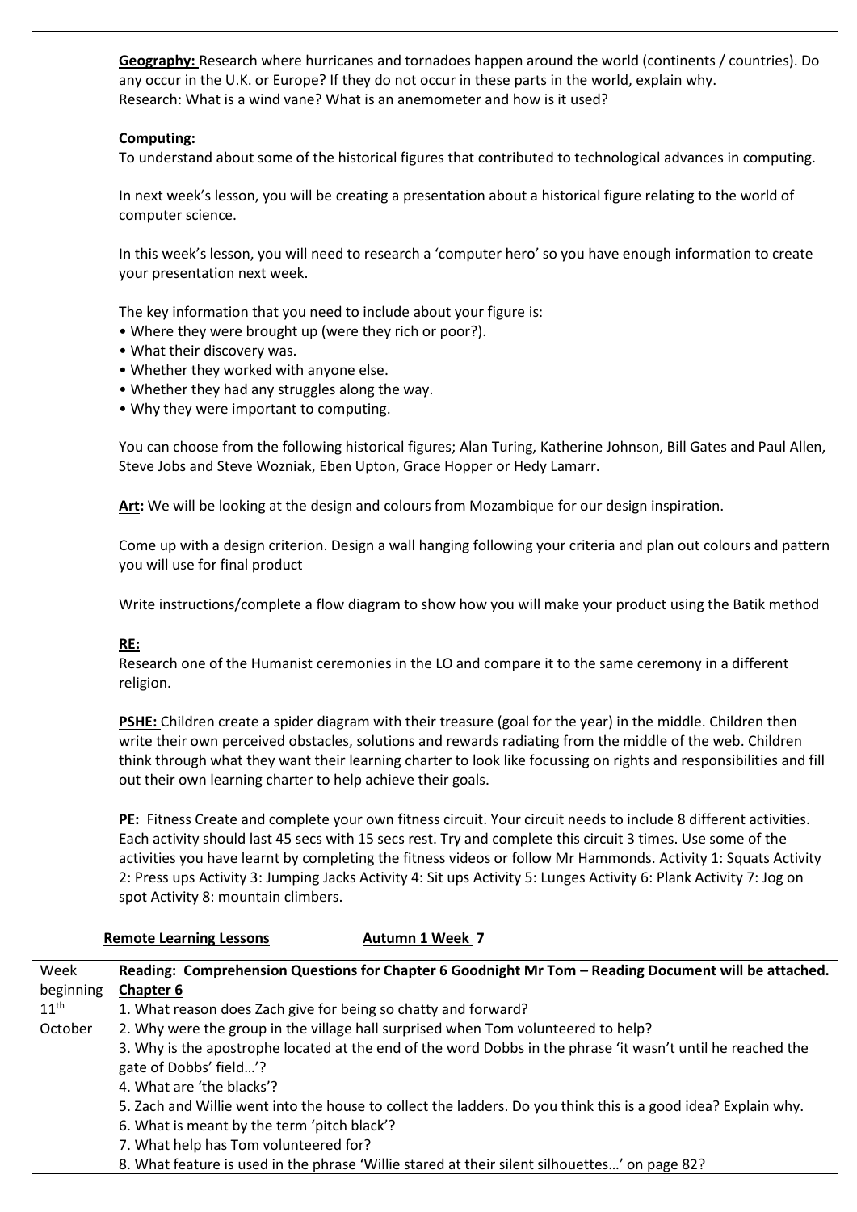**Geography:** Research where hurricanes and tornadoes happen around the world (continents / countries). Do any occur in the U.K. or Europe? If they do not occur in these parts in the world, explain why.
Research: What is a wind vane? What is an anemometer and how is it used?

**Computing:**
To understand about some of the historical figures that contributed to technological advances in computing.

In next week's lesson, you will be creating a presentation about a historical figure relating to the world of computer science.

In this week's lesson, you will need to research a 'computer hero' so you have enough information to create your presentation next week.

The key information that you need to include about your figure is:
- Where they were brought up (were they rich or poor?).
- What their discovery was.
- Whether they worked with anyone else.
- Whether they had any struggles along the way.
- Why they were important to computing.

You can choose from the following historical figures; Alan Turing, Katherine Johnson, Bill Gates and Paul Allen, Steve Jobs and Steve Wozniak, Eben Upton, Grace Hopper or Hedy Lamarr.

**Art:** We will be looking at the design and colours from Mozambique for our design inspiration.

Come up with a design criterion. Design a wall hanging following your criteria and plan out colours and pattern you will use for final product

Write instructions/complete a flow diagram to show how you will make your product using the Batik method

**RE:**
Research one of the Humanist ceremonies in the LO and compare it to the same ceremony in a different religion.

**PSHE:** Children create a spider diagram with their treasure (goal for the year) in the middle. Children then write their own perceived obstacles, solutions and rewards radiating from the middle of the web. Children think through what they want their learning charter to look like focussing on rights and responsibilities and fill out their own learning charter to help achieve their goals.

**PE:** Fitness Create and complete your own fitness circuit. Your circuit needs to include 8 different activities. Each activity should last 45 secs with 15 secs rest. Try and complete this circuit 3 times. Use some of the activities you have learnt by completing the fitness videos or follow Mr Hammonds. Activity 1: Squats Activity 2: Press ups Activity 3: Jumping Jacks Activity 4: Sit ups Activity 5: Lunges Activity 6: Plank Activity 7: Jog on spot Activity 8: mountain climbers.

**Remote Learning Lessons** **Autumn 1 Week 7**

| Week beginning 11th October | **Reading: Comprehension Questions for Chapter 6 Goodnight Mr Tom – Reading Document will be attached.** |
|---|---|
| | **Chapter 6**<br>1. What reason does Zach give for being so chatty and forward?<br>2. Why were the group in the village hall surprised when Tom volunteered to help?<br>3. Why is the apostrophe located at the end of the word Dobbs in the phrase 'it wasn't until he reached the gate of Dobbs' field…'?<br>4. What are 'the blacks'?<br>5. Zach and Willie went into the house to collect the ladders. Do you think this is a good idea? Explain why.<br>6. What is meant by the term 'pitch black'?<br>7. What help has Tom volunteered for?<br>8. What feature is used in the phrase 'Willie stared at their silent silhouettes…' on page 82? |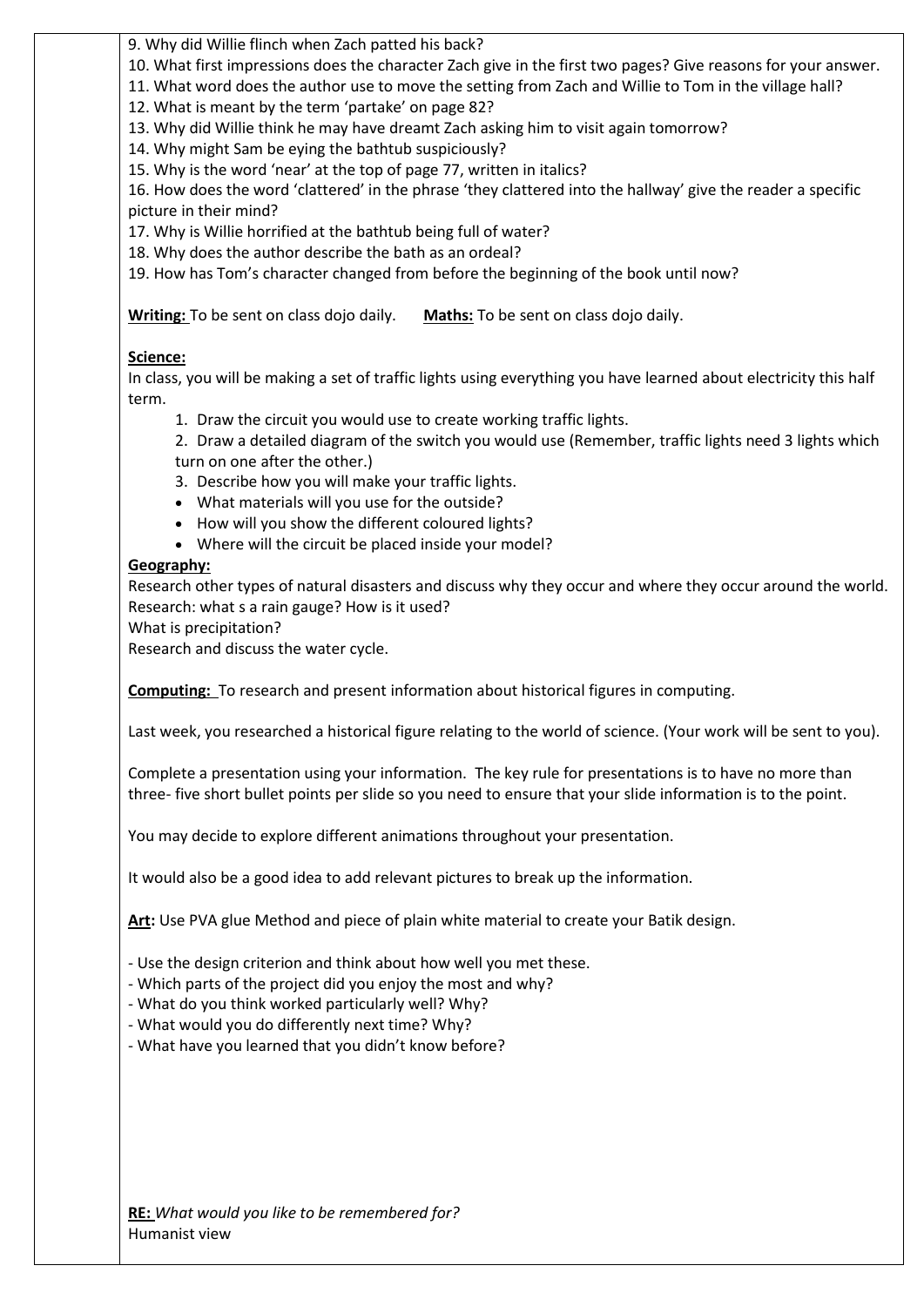9. Why did Willie flinch when Zach patted his back?
10. What first impressions does the character Zach give in the first two pages? Give reasons for your answer.
11. What word does the author use to move the setting from Zach and Willie to Tom in the village hall?
12. What is meant by the term 'partake' on page 82?
13. Why did Willie think he may have dreamt Zach asking him to visit again tomorrow?
14. Why might Sam be eying the bathtub suspiciously?
15. Why is the word 'near' at the top of page 77, written in italics?
16. How does the word 'clattered' in the phrase 'they clattered into the hallway' give the reader a specific picture in their mind?
17. Why is Willie horrified at the bathtub being full of water?
18. Why does the author describe the bath as an ordeal?
19. How has Tom's character changed from before the beginning of the book until now?

**Writing:** To be sent on class dojo daily. **Maths:** To be sent on class dojo daily.

**Science:**
In class, you will be making a set of traffic lights using everything you have learned about electricity this half term.

1. Draw the circuit you would use to create working traffic lights.
2. Draw a detailed diagram of the switch you would use (Remember, traffic lights need 3 lights which turn on one after the other.)
3. Describe how you will make your traffic lights.

- What materials will you use for the outside?
- How will you show the different coloured lights?
- Where will the circuit be placed inside your model?

**Geography:**
Research other types of natural disasters and discuss why they occur and where they occur around the world.
Research: what s a rain gauge? How is it used?
What is precipitation?
Research and discuss the water cycle.

**Computing:** To research and present information about historical figures in computing.

Last week, you researched a historical figure relating to the world of science. (Your work will be sent to you).

Complete a presentation using your information. The key rule for presentations is to have no more than three- five short bullet points per slide so you need to ensure that your slide information is to the point.

You may decide to explore different animations throughout your presentation.

It would also be a good idea to add relevant pictures to break up the information.

**Art:** Use PVA glue Method and piece of plain white material to create your Batik design.

- Use the design criterion and think about how well you met these.
- Which parts of the project did you enjoy the most and why?
- What do you think worked particularly well? Why?
- What would you do differently next time? Why?
- What have you learned that you didn't know before?

**RE:** *What would you like to be remembered for?*
Humanist view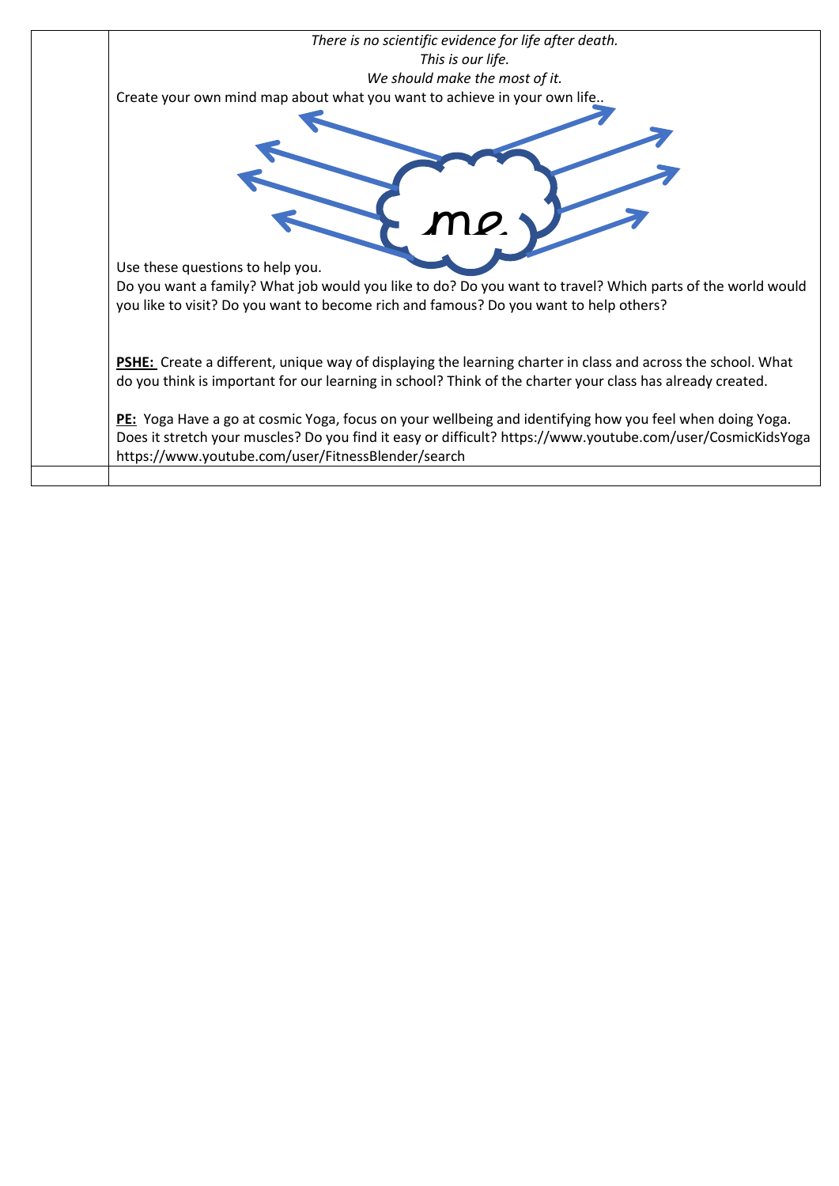*There is no scientific evidence for life after death.*
*This is our life.*
*We should make the most of it.*

Create your own mind map about what you want to achieve in your own life..

me

Use these questions to help you.

Do you want a family? What job would you like to do? Do you want to travel? Which parts of the world would you like to visit? Do you want to become rich and famous? Do you want to help others?

**PSHE:** Create a different, unique way of displaying the learning charter in class and across the school. What do you think is important for our learning in school? Think of the charter your class has already created.

**PE:** Yoga Have a go at cosmic Yoga, focus on your wellbeing and identifying how you feel when doing Yoga. Does it stretch your muscles? Do you find it easy or difficult? https://www.youtube.com/user/CosmicKidsYoga https://www.youtube.com/user/FitnessBlender/search